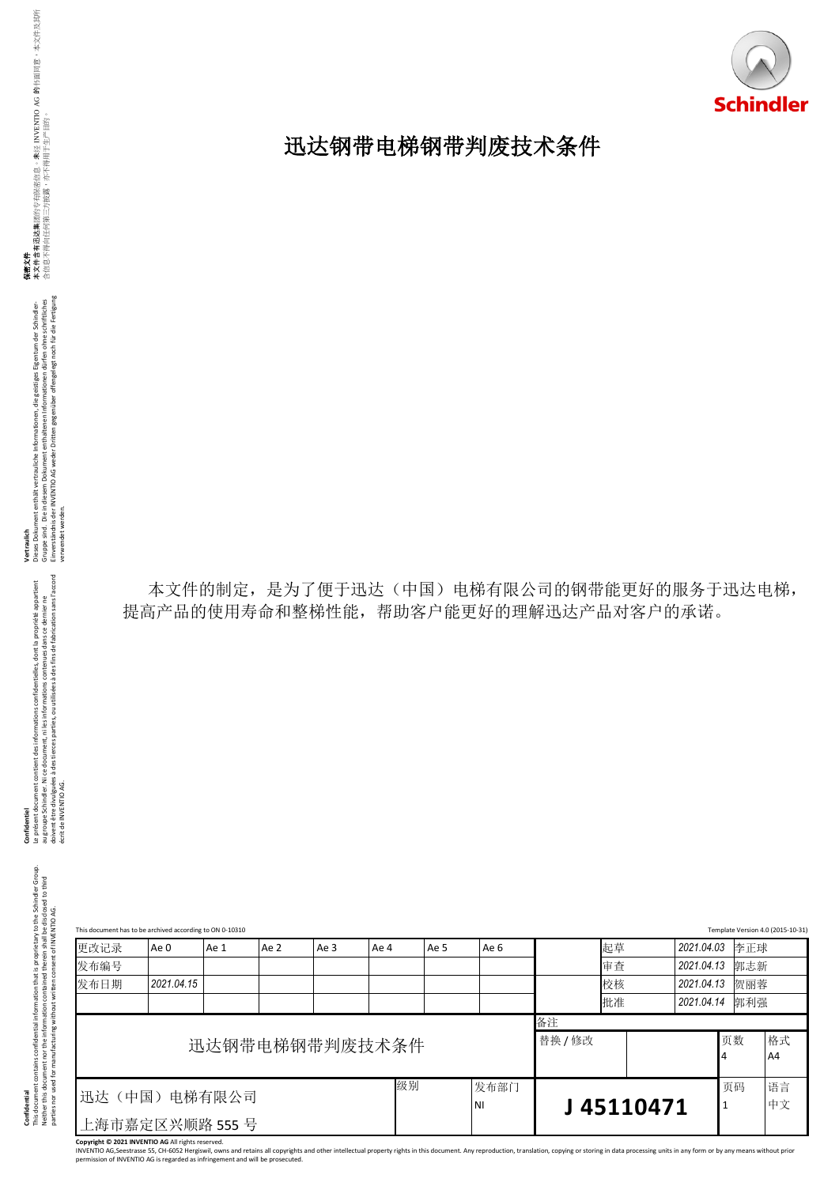# 迅达钢带电梯钢带判废技术条件

本文件的制定，是为了便于迅达（中国）电梯有限公司的钢带能更好的服务于迅达电梯，提高产品的使用寿命和整梯性能，帮助客户能更好的理解迅达产品对客户的承诺。

This document has to be archived according to ON 0-10310

Template Version 4.0 (2015-10-31)

| 更改记录 | Ae 0 | Ae 1 | Ae 2 | Ae 3 | Ae 4 | Ae 5 | Ae 6 | | 起草 | 2021.04.03 | 李正球 |
|---|---|---|---|---|---|---|---|---|---|---|---|
| 发布编号 | | | | | | | | | 审查 | 2021.04.13 | 郭志新 |
| 发布日期 | 2021.04.15 | | | | | | | | 校核 | 2021.04.13 | 贺丽蓉 |
| | | | | | | | | | 批准 | 2021.04.14 | 郭利强 |

| 迅达钢带电梯钢带判废技术条件 | 备注 | | | |
|---|---|---|---|---|
| | 替换 / 修改 | | 页数 4 | 格式 A4 |
| 迅达（中国）电梯有限公司 上海市嘉定区兴顺路 555 号 | 级别 | 发布部门 NI | J 45110471 | 页码 1 | 语言 中文 |

**Copyright © 2021 INVENTIO AG** All rights reserved.
INVENTIO AG,Seestrasse 55, CH-6052 Hergiswil, owns and retains all copyrights and other intellectual property rights in this document. Any reproduction, translation, copying or storing in data processing units in any form or by any means without prior permission of INVENTIO AG is regarded as infringement and will be prosecuted.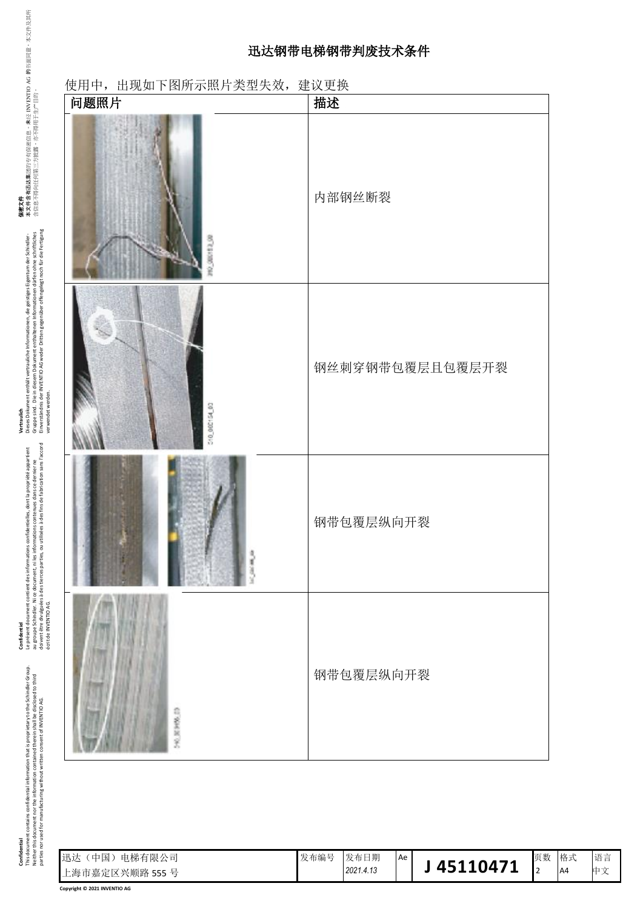# 迅达钢带电梯钢带判废技术条件

使用中，出现如下图所示照片类型失效，建议更换

| 问题照片 | 描述 |
| --- | --- |
| | 内部钢丝断裂 |
| | 钢丝刺穿钢带包覆层且包覆层开裂 |
| | 钢带包覆层纵向开裂 |
| | 钢带包覆层纵向开裂 |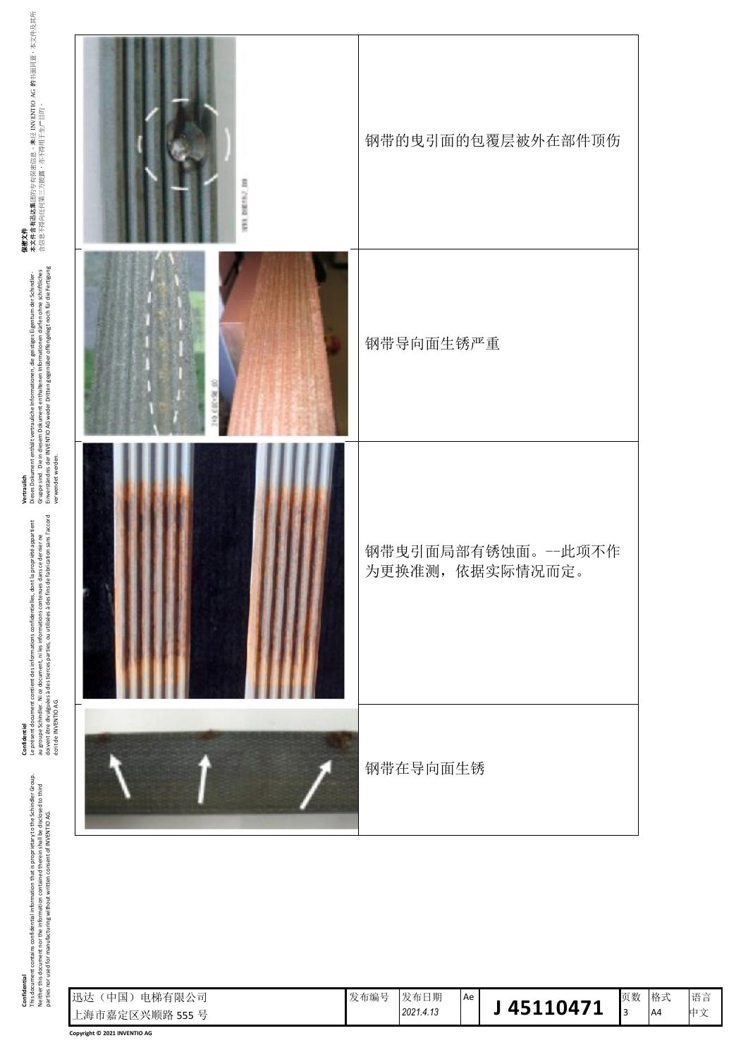| | |
|---|---|
| | 钢带的曳引面的包覆层被外在部件顶伤 |
| | 钢带导向面生锈严重 |
| | 钢带曳引面局部有锈蚀面。--此项不作为更换准测，依据实际情况而定。 |
| | 钢带在导向面生锈 |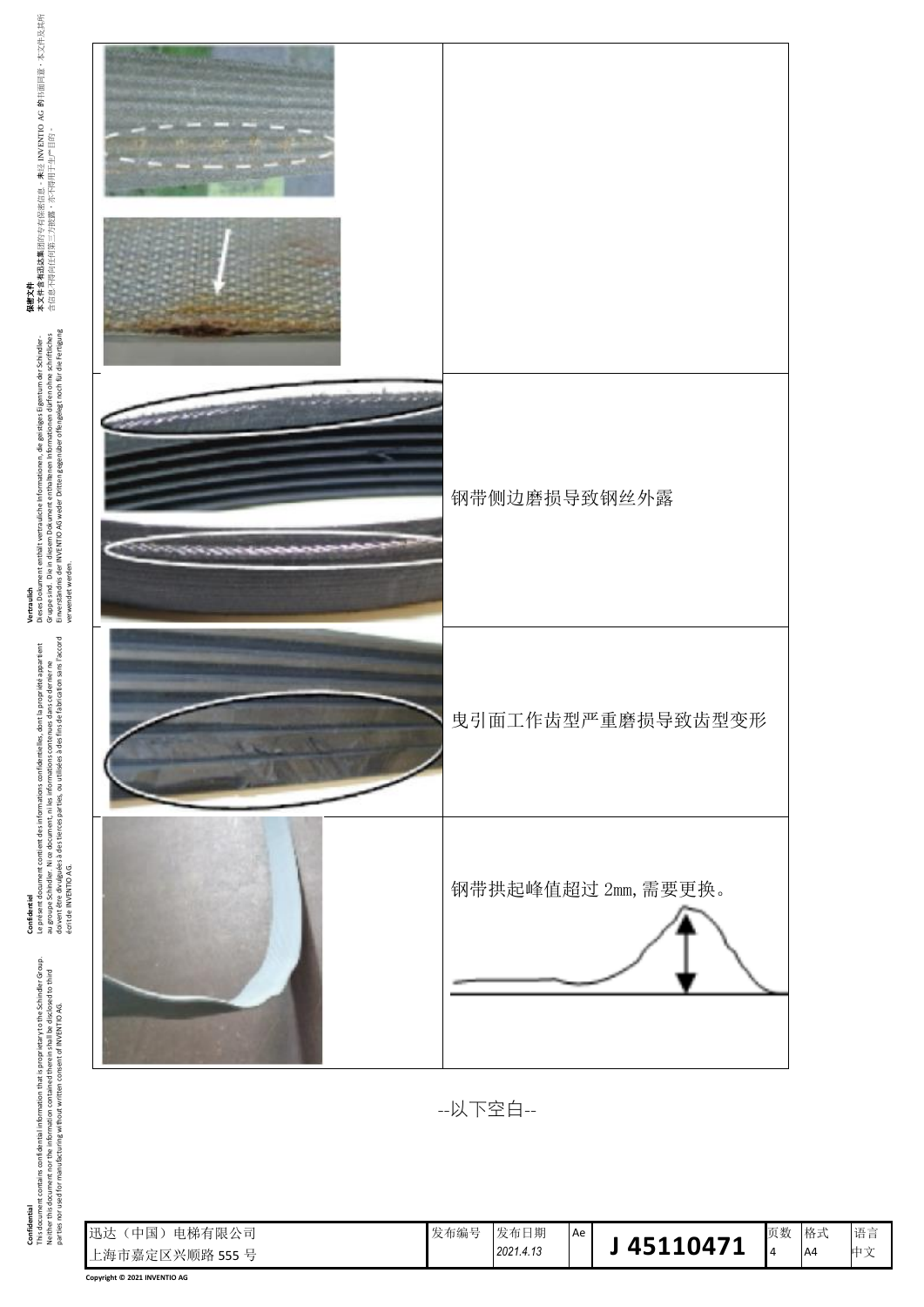| | |
|---|---|
| | |
| | 钢带侧边磨损导致钢丝外露 |
| | 曳引面工作齿型严重磨损导致齿型变形 |
| | 钢带拱起峰值超过 2mm,需要更换。 |

--以下空白--